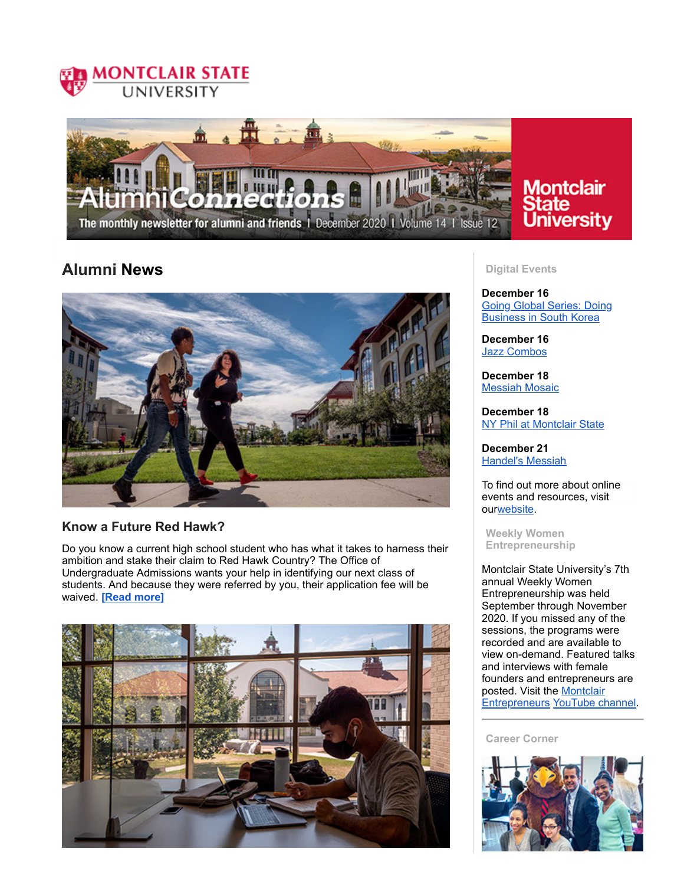# Alumni Connections

The monthly newsletter for alumni and friends | December 2020 | Volume 14 | Issue 12

## Alumni News

### Know a Future Red Hawk?

Do you know a current high school student who has what it takes to harness their ambition and stake their claim to Red Hawk Country? The Office of Undergraduate Admissions wants your help in identifying our next class of students. And because they were referred by you, their application fee will be waived. **[Read more]**

## Digital Events

**December 16**
Going Global Series: Doing Business in South Korea

**December 16**
Jazz Combos

**December 18**
Messiah Mosaic

**December 18**
NY Phil at Montclair State

**December 21**
Handel's Messiah

To find out more about online events and resources, visit ourwebsite.

## Weekly Women Entrepreneurship

Montclair State University's 7th annual Weekly Women Entrepreneurship was held September through November 2020. If you missed any of the sessions, the programs were recorded and are available to view on-demand. Featured talks and interviews with female founders and entrepreneurs are posted. Visit the Montclair Entrepreneurs YouTube channel.

## Career Corner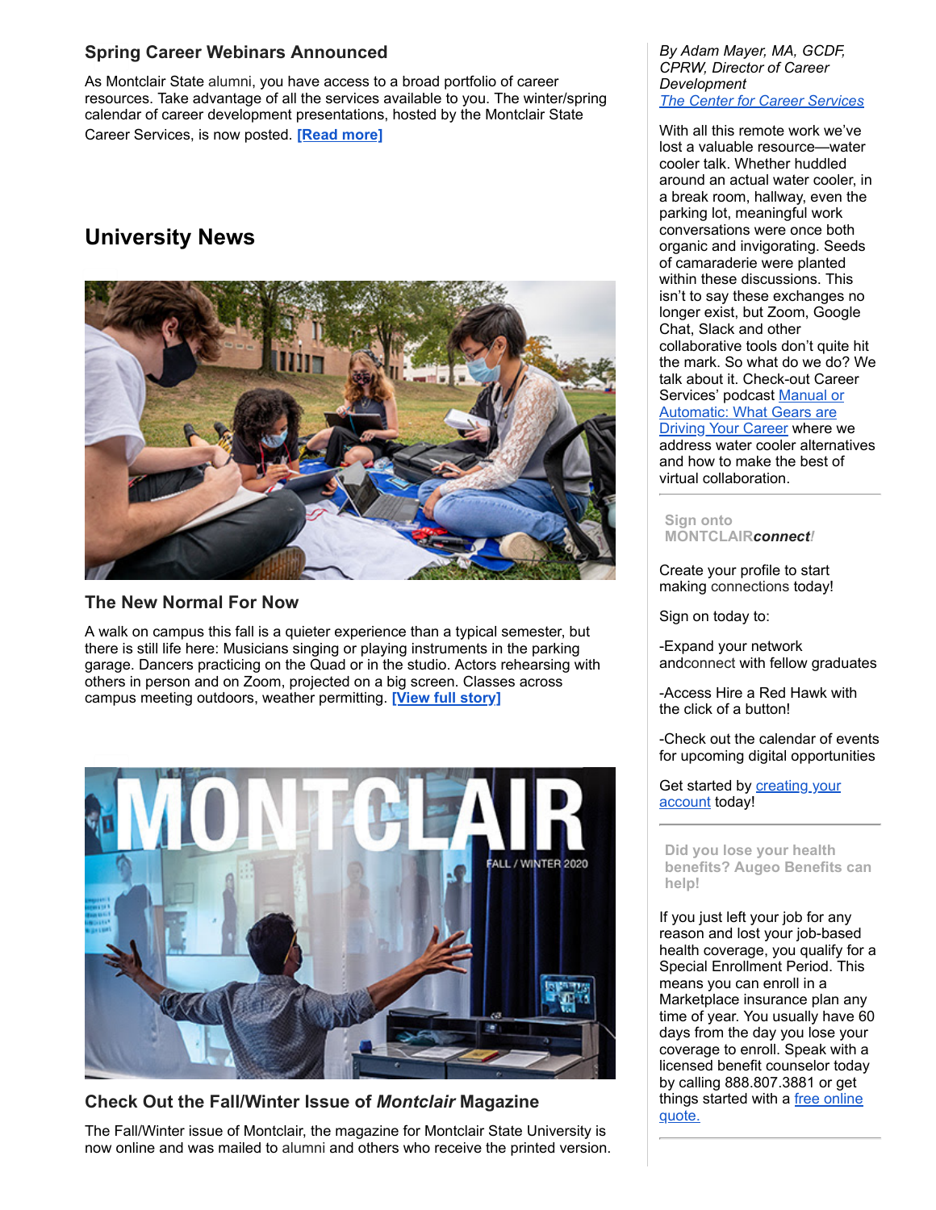### Spring Career Webinars Announced

As Montclair State alumni, you have access to a broad portfolio of career resources. Take advantage of all the services available to you. The winter/spring calendar of career development presentations, hosted by the Montclair State Career Services, is now posted. **[Read more]**

## University News

### The New Normal For Now

A walk on campus this fall is a quieter experience than a typical semester, but there is still life here: Musicians singing or playing instruments in the parking garage. Dancers practicing on the Quad or in the studio. Actors rehearsing with others in person and on Zoom, projected on a big screen. Classes across campus meeting outdoors, weather permitting. **[View full story]**

### Check Out the Fall/Winter Issue of *Montclair* Magazine

The Fall/Winter issue of Montclair, the magazine for Montclair State University is now online and was mailed to alumni and others who receive the printed version.

*By Adam Mayer, MA, GCDF, CPRW, Director of Career Development*
*The Center for Career Services*

With all this remote work we've lost a valuable resource—water cooler talk. Whether huddled around an actual water cooler, in a break room, hallway, even the parking lot, meaningful work conversations were once both organic and invigorating. Seeds of camaraderie were planted within these discussions. This isn't to say these exchanges no longer exist, but Zoom, Google Chat, Slack and other collaborative tools don't quite hit the mark. So what do we do? We talk about it. Check-out Career Services' podcast Manual or Automatic: What Gears are Driving Your Career where we address water cooler alternatives and how to make the best of virtual collaboration.

**Sign onto MONTCLAIR*connect!***

Create your profile to start making connections today!

Sign on today to:

-Expand your network andconnect with fellow graduates

-Access Hire a Red Hawk with the click of a button!

-Check out the calendar of events for upcoming digital opportunities

Get started by creating your account today!

**Did you lose your health benefits? Augeo Benefits can help!**

If you just left your job for any reason and lost your job-based health coverage, you qualify for a Special Enrollment Period. This means you can enroll in a Marketplace insurance plan any time of year. You usually have 60 days from the day you lose your coverage to enroll. Speak with a licensed benefit counselor today by calling 888.807.3881 or get things started with a free online quote.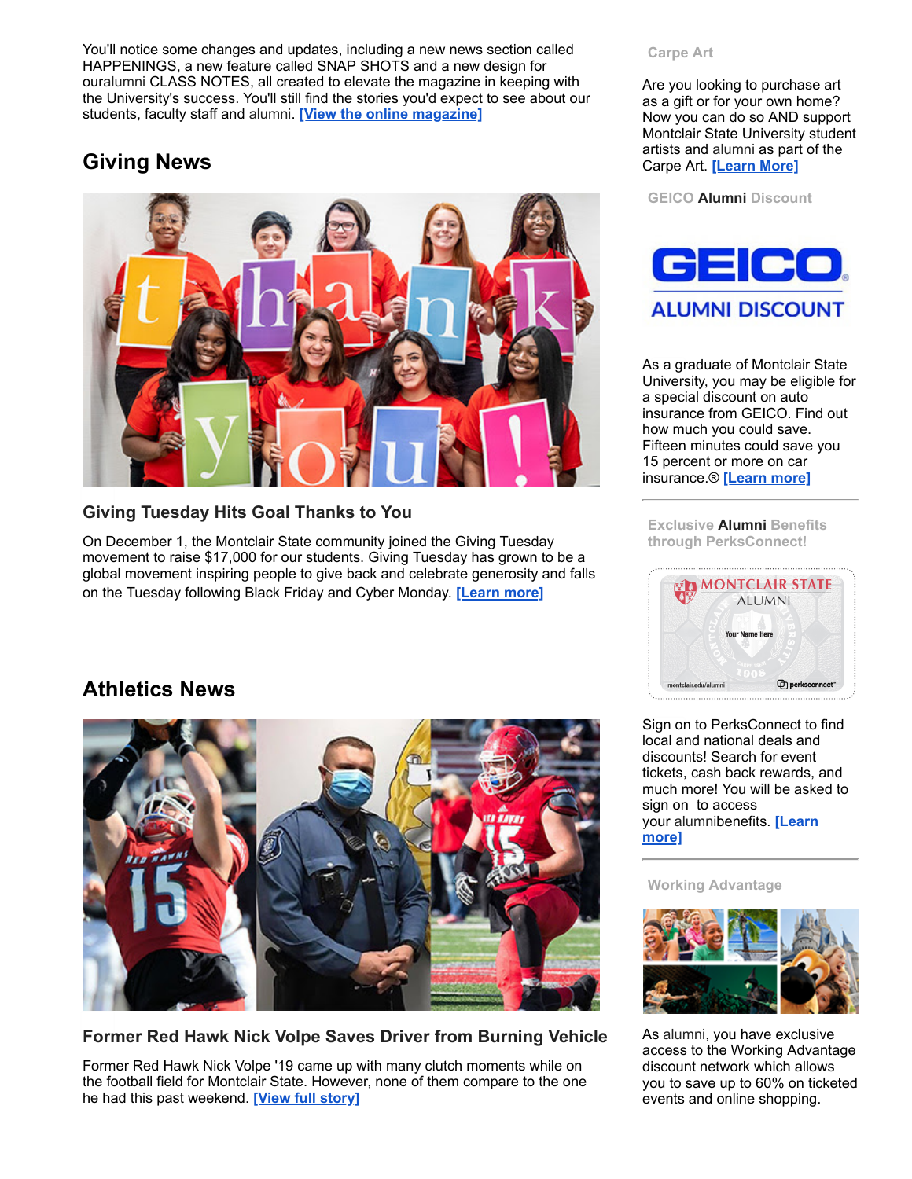You'll notice some changes and updates, including a new news section called HAPPENINGS, a new feature called SNAP SHOTS and a new design for ouralumni CLASS NOTES, all created to elevate the magazine in keeping with the University's success. You'll still find the stories you'd expect to see about our students, faculty staff and alumni. **[View the online magazine]**

## Giving News

### Giving Tuesday Hits Goal Thanks to You

On December 1, the Montclair State community joined the Giving Tuesday movement to raise $17,000 for our students. Giving Tuesday has grown to be a global movement inspiring people to give back and celebrate generosity and falls on the Tuesday following Black Friday and Cyber Monday. **[Learn more]**

## Athletics News

### Former Red Hawk Nick Volpe Saves Driver from Burning Vehicle

Former Red Hawk Nick Volpe '19 came up with many clutch moments while on the football field for Montclair State. However, none of them compare to the one he had this past weekend. **[View full story]**

**Carpe Art**

Are you looking to purchase art as a gift or for your own home? Now you can do so AND support Montclair State University student artists and alumni as part of the Carpe Art. **[Learn More]**

**GEICO Alumni Discount**

As a graduate of Montclair State University, you may be eligible for a special discount on auto insurance from GEICO. Find out how much you could save. Fifteen minutes could save you 15 percent or more on car insurance.® **[Learn more]**

**Exclusive Alumni Benefits through PerksConnect!**

Sign on to PerksConnect to find local and national deals and discounts! Search for event tickets, cash back rewards, and much more! You will be asked to sign on to access your alumnibenefits. **[Learn more]**

**Working Advantage**

As alumni, you have exclusive access to the Working Advantage discount network which allows you to save up to 60% on ticketed events and online shopping.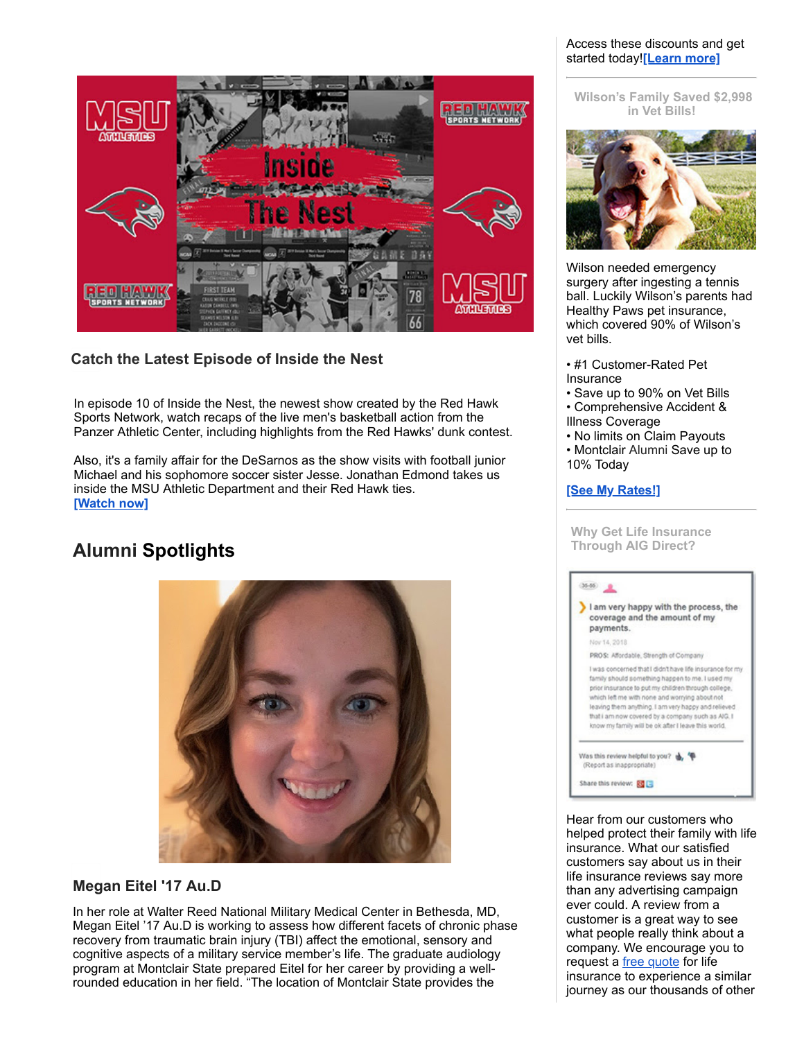### Catch the Latest Episode of Inside the Nest

In episode 10 of Inside the Nest, the newest show created by the Red Hawk Sports Network, watch recaps of the live men's basketball action from the Panzer Athletic Center, including highlights from the Red Hawks' dunk contest.

Also, it's a family affair for the DeSarnos as the show visits with football junior Michael and his sophomore soccer sister Jesse. Jonathan Edmond takes us inside the MSU Athletic Department and their Red Hawk ties.
**[Watch now]**

## Alumni Spotlights

### Megan Eitel '17 Au.D

In her role at Walter Reed National Military Medical Center in Bethesda, MD, Megan Eitel '17 Au.D is working to assess how different facets of chronic phase recovery from traumatic brain injury (TBI) affect the emotional, sensory and cognitive aspects of a military service member's life. The graduate audiology program at Montclair State prepared Eitel for her career by providing a well-rounded education in her field. "The location of Montclair State provides the

Access these discounts and get started today!**[Learn more]**

---

**Wilson's Family Saved $2,998 in Vet Bills!**

Wilson needed emergency surgery after ingesting a tennis ball. Luckily Wilson's parents had Healthy Paws pet insurance, which covered 90% of Wilson's vet bills.

- #1 Customer-Rated Pet Insurance
- Save up to 90% on Vet Bills
- Comprehensive Accident & Illness Coverage
- No limits on Claim Payouts
- Montclair Alumni Save up to 10% Today

**[See My Rates!]**

---

**Why Get Life Insurance Through AIG Direct?**

Hear from our customers who helped protect their family with life insurance. What our satisfied customers say about us in their life insurance reviews say more than any advertising campaign ever could. A review from a customer is a great way to see what people really think about a company. We encourage you to request a free quote for life insurance to experience a similar journey as our thousands of other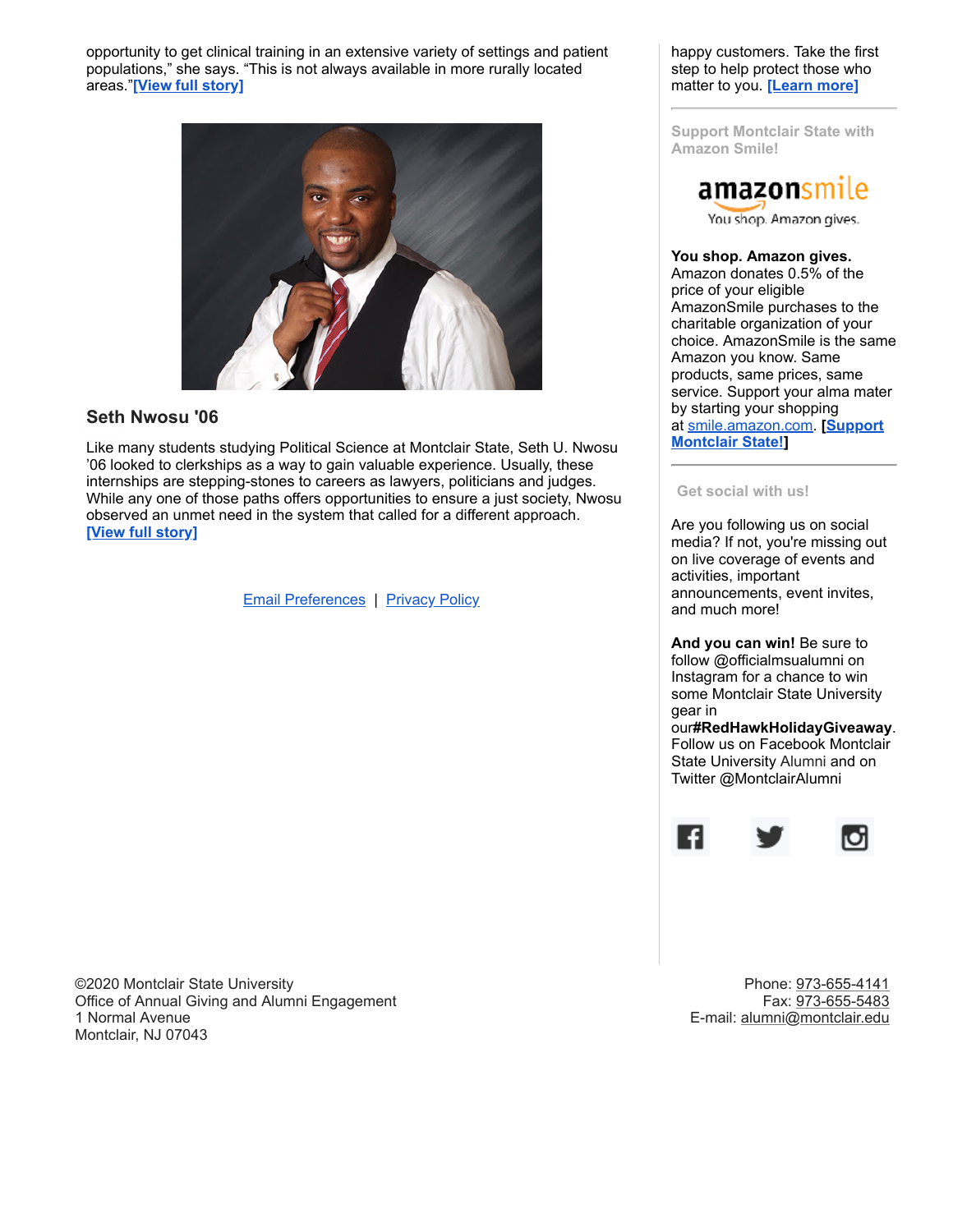opportunity to get clinical training in an extensive variety of settings and patient populations," she says. "This is not always available in more rurally located areas."**[View full story]**

### Seth Nwosu '06

Like many students studying Political Science at Montclair State, Seth U. Nwosu '06 looked to clerkships as a way to gain valuable experience. Usually, these internships are stepping-stones to careers as lawyers, politicians and judges. While any one of those paths offers opportunities to ensure a just society, Nwosu observed an unmet need in the system that called for a different approach. **[View full story]**

Email Preferences | Privacy Policy

happy customers. Take the first step to help protect those who matter to you. **[Learn more]**

**Support Montclair State with Amazon Smile!**

amazonsmile
You shop. Amazon gives.

**You shop. Amazon gives.** Amazon donates 0.5% of the price of your eligible AmazonSmile purchases to the charitable organization of your choice. AmazonSmile is the same Amazon you know. Same products, same prices, same service. Support your alma mater by starting your shopping at smile.amazon.com. **[Support Montclair State!]**

**Get social with us!**

Are you following us on social media? If not, you're missing out on live coverage of events and activities, important announcements, event invites, and much more!

**And you can win!** Be sure to follow @officialmsualumni on Instagram for a chance to win some Montclair State University gear in our**#RedHawkHolidayGiveaway**. Follow us on Facebook Montclair State University Alumni and on Twitter @MontclairAlumni

©2020 Montclair State University
Office of Annual Giving and Alumni Engagement
1 Normal Avenue
Montclair, NJ 07043

Phone: 973-655-4141
Fax: 973-655-5483
E-mail: alumni@montclair.edu